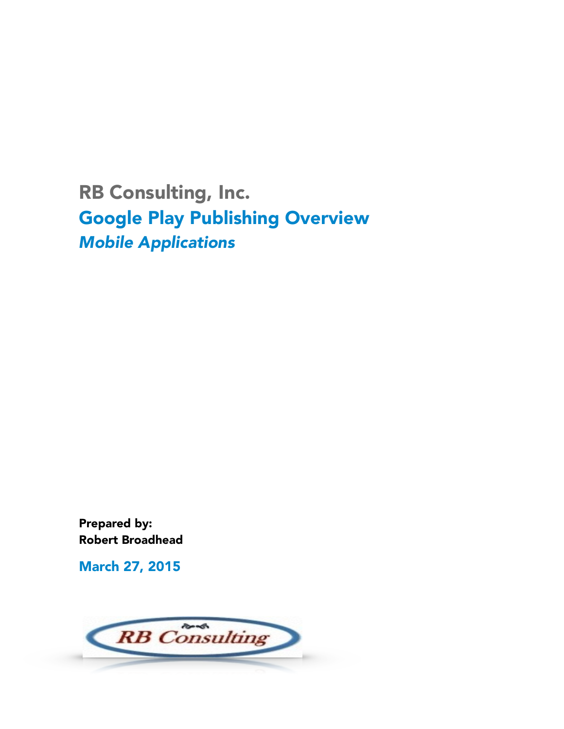# RB Consulting, Inc.

## Google Play Publishing Overview

### *Mobile Applications*

**Prepared by:**
**Robert Broadhead**

**March 27, 2015**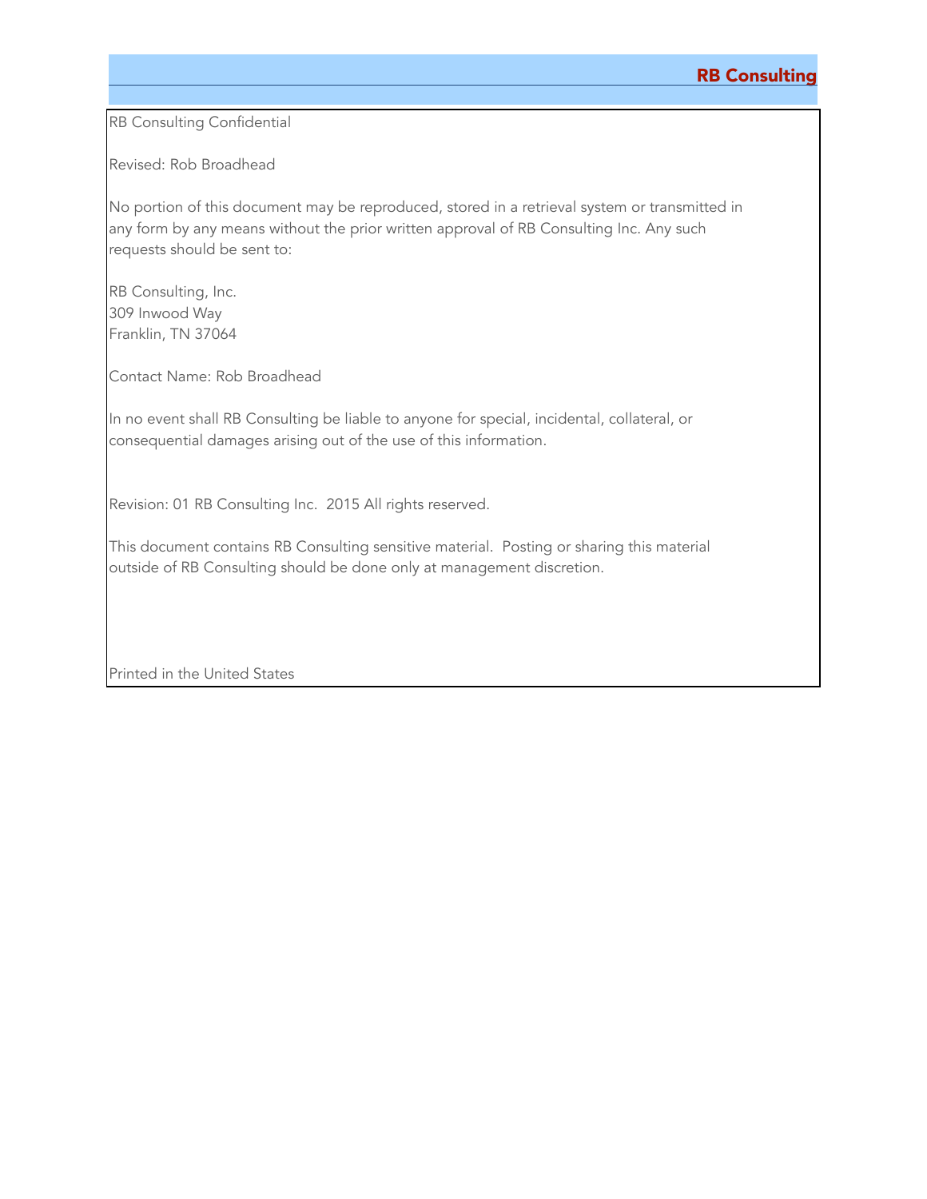**RB Consulting**

RB Consulting Confidential

Revised: Rob Broadhead

No portion of this document may be reproduced, stored in a retrieval system or transmitted in any form by any means without the prior written approval of RB Consulting Inc. Any such requests should be sent to:

RB Consulting, Inc.  
309 Inwood Way  
Franklin, TN 37064

Contact Name: Rob Broadhead

In no event shall RB Consulting be liable to anyone for special, incidental, collateral, or consequential damages arising out of the use of this information.

Revision: 01 RB Consulting Inc. 2015 All rights reserved.

This document contains RB Consulting sensitive material. Posting or sharing this material outside of RB Consulting should be done only at management discretion.

Printed in the United States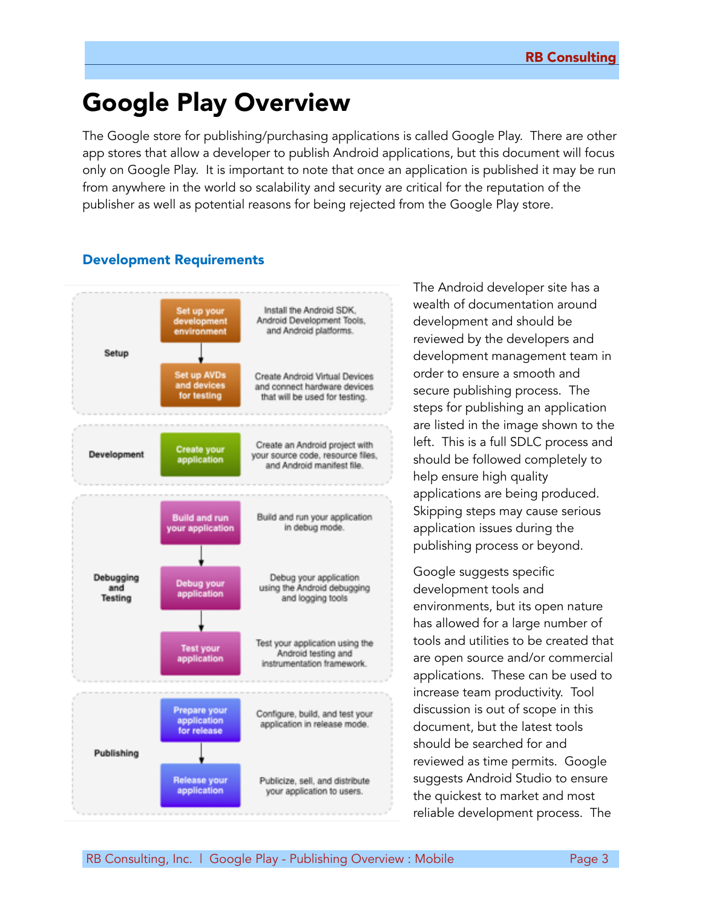# Google Play Overview

The Google store for publishing/purchasing applications is called Google Play. There are other app stores that allow a developer to publish Android applications, but this document will focus only on Google Play. It is important to note that once an application is published it may be run from anywhere in the world so scalability and security are critical for the reputation of the publisher as well as potential reasons for being rejected from the Google Play store.

### Development Requirements

| Phase | Step | Description |
| --- | --- | --- |
| Setup | Set up your development environment | Install the Android SDK, Android Development Tools, and Android platforms. |
| | Set up AVDs and devices for testing | Create Android Virtual Devices and connect hardware devices that will be used for testing. |
| Development | Create your application | Create an Android project with your source code, resource files, and Android manifest file. |
| Debugging and Testing | Build and run your application | Build and run your application in debug mode. |
| | Debug your application | Debug your application using the Android debugging and logging tools |
| | Test your application | Test your application using the Android testing and instrumentation framework. |
| Publishing | Prepare your application for release | Configure, build, and test your application in release mode. |
| | Release your application | Publicize, sell, and distribute your application to users. |

The Android developer site has a wealth of documentation around development and should be reviewed by the developers and development management team in order to ensure a smooth and secure publishing process. The steps for publishing an application are listed in the image shown to the left. This is a full SDLC process and should be followed completely to help ensure high quality applications are being produced. Skipping steps may cause serious application issues during the publishing process or beyond.

Google suggests specific development tools and environments, but its open nature has allowed for a large number of tools and utilities to be created that are open source and/or commercial applications. These can be used to increase team productivity. Tool discussion is out of scope in this document, but the latest tools should be searched for and reviewed as time permits. Google suggests Android Studio to ensure the quickest to market and most reliable development process. The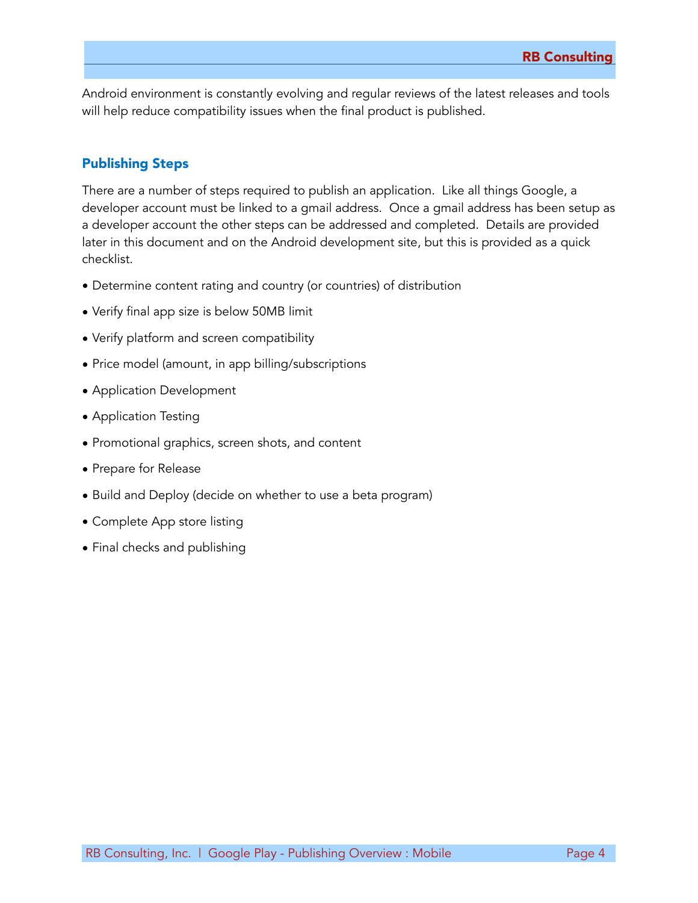Android environment is constantly evolving and regular reviews of the latest releases and tools will help reduce compatibility issues when the final product is published.

## Publishing Steps

There are a number of steps required to publish an application. Like all things Google, a developer account must be linked to a gmail address. Once a gmail address has been setup as a developer account the other steps can be addressed and completed. Details are provided later in this document and on the Android development site, but this is provided as a quick checklist.

- Determine content rating and country (or countries) of distribution
- Verify final app size is below 50MB limit
- Verify platform and screen compatibility
- Price model (amount, in app billing/subscriptions
- Application Development
- Application Testing
- Promotional graphics, screen shots, and content
- Prepare for Release
- Build and Deploy (decide on whether to use a beta program)
- Complete App store listing
- Final checks and publishing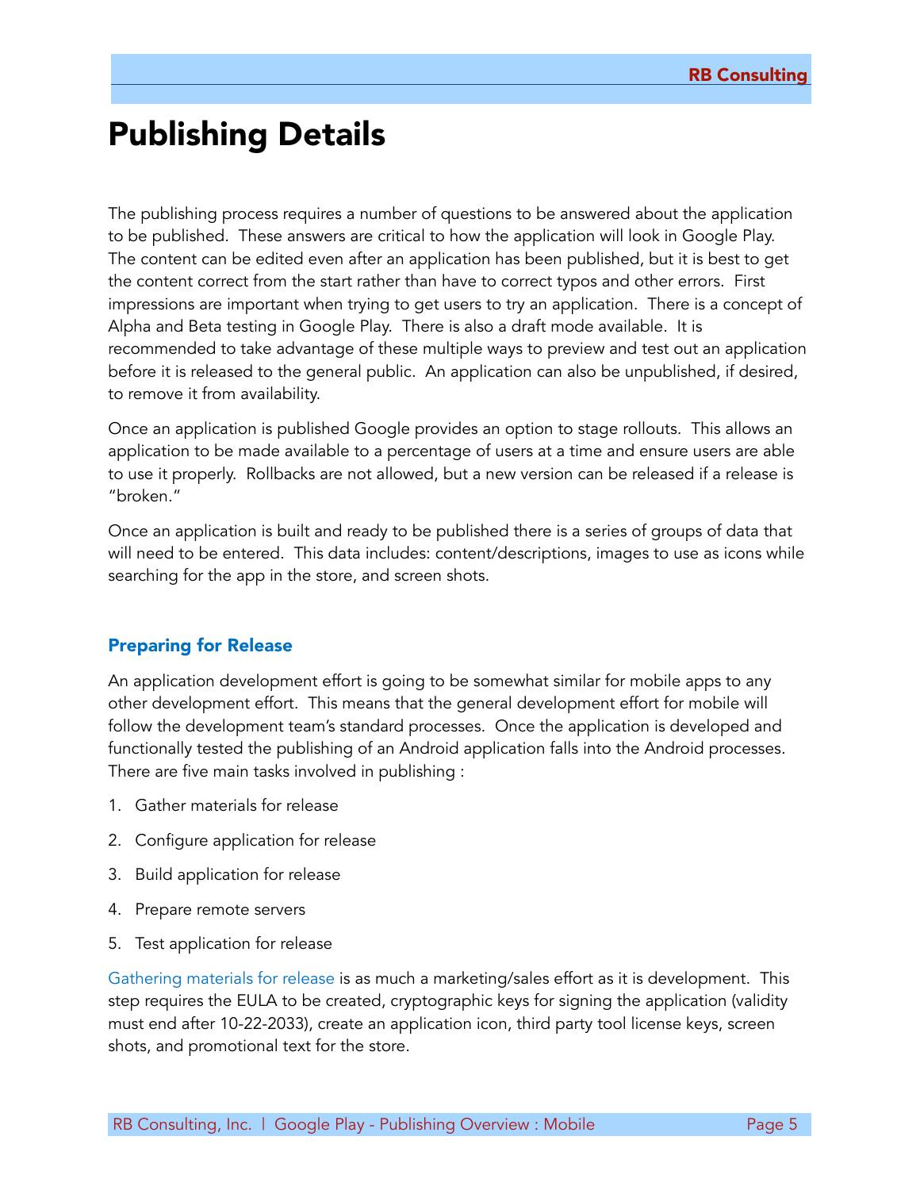# Publishing Details

The publishing process requires a number of questions to be answered about the application to be published. These answers are critical to how the application will look in Google Play. The content can be edited even after an application has been published, but it is best to get the content correct from the start rather than have to correct typos and other errors. First impressions are important when trying to get users to try an application. There is a concept of Alpha and Beta testing in Google Play. There is also a draft mode available. It is recommended to take advantage of these multiple ways to preview and test out an application before it is released to the general public. An application can also be unpublished, if desired, to remove it from availability.

Once an application is published Google provides an option to stage rollouts. This allows an application to be made available to a percentage of users at a time and ensure users are able to use it properly. Rollbacks are not allowed, but a new version can be released if a release is "broken."

Once an application is built and ready to be published there is a series of groups of data that will need to be entered. This data includes: content/descriptions, images to use as icons while searching for the app in the store, and screen shots.

### Preparing for Release

An application development effort is going to be somewhat similar for mobile apps to any other development effort. This means that the general development effort for mobile will follow the development team's standard processes. Once the application is developed and functionally tested the publishing of an Android application falls into the Android processes. There are five main tasks involved in publishing :

1. Gather materials for release
2. Configure application for release
3. Build application for release
4. Prepare remote servers
5. Test application for release

Gathering materials for release is as much a marketing/sales effort as it is development. This step requires the EULA to be created, cryptographic keys for signing the application (validity must end after 10-22-2033), create an application icon, third party tool license keys, screen shots, and promotional text for the store.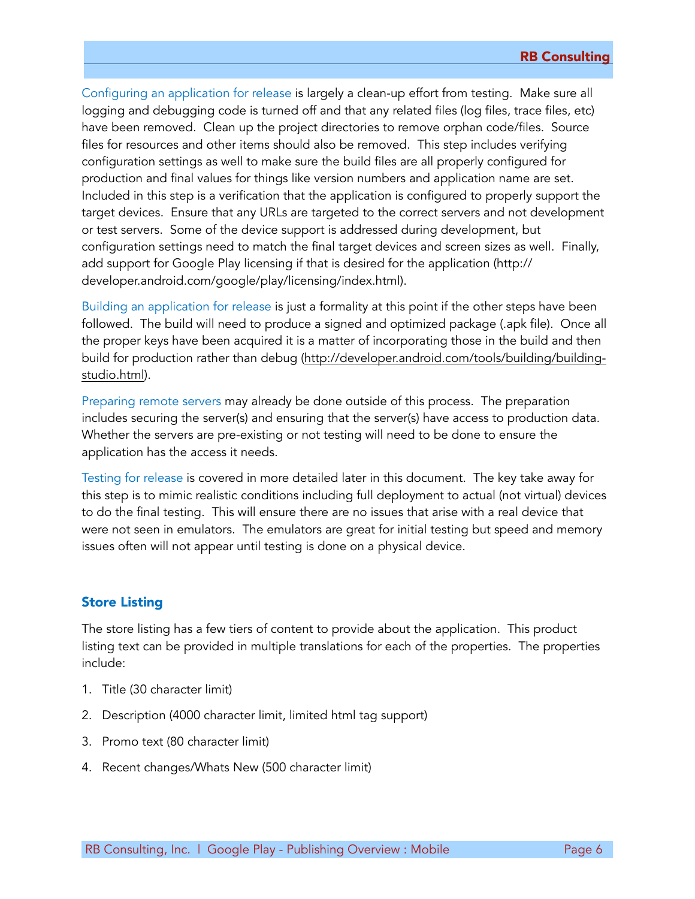Configuring an application for release is largely a clean-up effort from testing. Make sure all logging and debugging code is turned off and that any related files (log files, trace files, etc) have been removed. Clean up the project directories to remove orphan code/files. Source files for resources and other items should also be removed. This step includes verifying configuration settings as well to make sure the build files are all properly configured for production and final values for things like version numbers and application name are set. Included in this step is a verification that the application is configured to properly support the target devices. Ensure that any URLs are targeted to the correct servers and not development or test servers. Some of the device support is addressed during development, but configuration settings need to match the final target devices and screen sizes as well. Finally, add support for Google Play licensing if that is desired for the application (http://developer.android.com/google/play/licensing/index.html).

Building an application for release is just a formality at this point if the other steps have been followed. The build will need to produce a signed and optimized package (.apk file). Once all the proper keys have been acquired it is a matter of incorporating those in the build and then build for production rather than debug (http://developer.android.com/tools/building/building-studio.html).

Preparing remote servers may already be done outside of this process. The preparation includes securing the server(s) and ensuring that the server(s) have access to production data. Whether the servers are pre-existing or not testing will need to be done to ensure the application has the access it needs.

Testing for release is covered in more detailed later in this document. The key take away for this step is to mimic realistic conditions including full deployment to actual (not virtual) devices to do the final testing. This will ensure there are no issues that arise with a real device that were not seen in emulators. The emulators are great for initial testing but speed and memory issues often will not appear until testing is done on a physical device.

## Store Listing

The store listing has a few tiers of content to provide about the application. This product listing text can be provided in multiple translations for each of the properties. The properties include:

1. Title (30 character limit)
2. Description (4000 character limit, limited html tag support)
3. Promo text (80 character limit)
4. Recent changes/Whats New (500 character limit)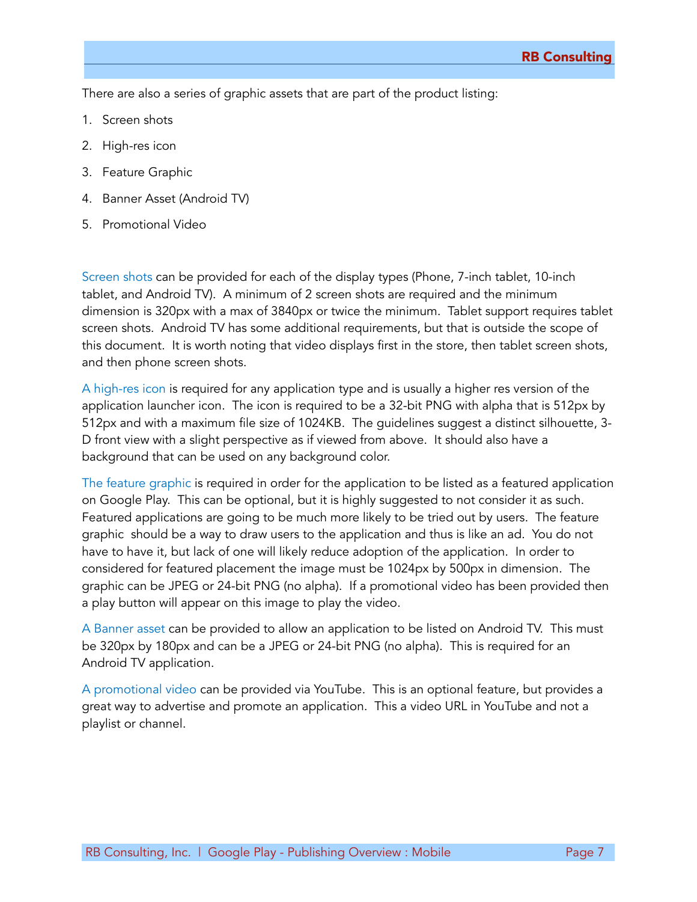There are also a series of graphic assets that are part of the product listing:

1. Screen shots
2. High-res icon
3. Feature Graphic
4. Banner Asset (Android TV)
5. Promotional Video

Screen shots can be provided for each of the display types (Phone, 7-inch tablet, 10-inch tablet, and Android TV). A minimum of 2 screen shots are required and the minimum dimension is 320px with a max of 3840px or twice the minimum. Tablet support requires tablet screen shots. Android TV has some additional requirements, but that is outside the scope of this document. It is worth noting that video displays first in the store, then tablet screen shots, and then phone screen shots.

A high-res icon is required for any application type and is usually a higher res version of the application launcher icon. The icon is required to be a 32-bit PNG with alpha that is 512px by 512px and with a maximum file size of 1024KB. The guidelines suggest a distinct silhouette, 3-D front view with a slight perspective as if viewed from above. It should also have a background that can be used on any background color.

The feature graphic is required in order for the application to be listed as a featured application on Google Play. This can be optional, but it is highly suggested to not consider it as such. Featured applications are going to be much more likely to be tried out by users. The feature graphic should be a way to draw users to the application and thus is like an ad. You do not have to have it, but lack of one will likely reduce adoption of the application. In order to considered for featured placement the image must be 1024px by 500px in dimension. The graphic can be JPEG or 24-bit PNG (no alpha). If a promotional video has been provided then a play button will appear on this image to play the video.

A Banner asset can be provided to allow an application to be listed on Android TV. This must be 320px by 180px and can be a JPEG or 24-bit PNG (no alpha). This is required for an Android TV application.

A promotional video can be provided via YouTube. This is an optional feature, but provides a great way to advertise and promote an application. This a video URL in YouTube and not a playlist or channel.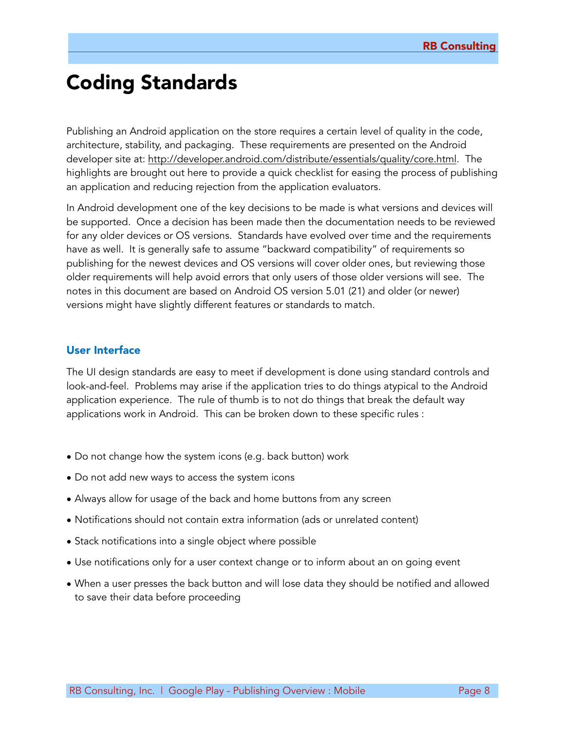# Coding Standards

Publishing an Android application on the store requires a certain level of quality in the code, architecture, stability, and packaging. These requirements are presented on the Android developer site at: http://developer.android.com/distribute/essentials/quality/core.html. The highlights are brought out here to provide a quick checklist for easing the process of publishing an application and reducing rejection from the application evaluators.

In Android development one of the key decisions to be made is what versions and devices will be supported. Once a decision has been made then the documentation needs to be reviewed for any older devices or OS versions. Standards have evolved over time and the requirements have as well. It is generally safe to assume "backward compatibility" of requirements so publishing for the newest devices and OS versions will cover older ones, but reviewing those older requirements will help avoid errors that only users of those older versions will see. The notes in this document are based on Android OS version 5.01 (21) and older (or newer) versions might have slightly different features or standards to match.

## User Interface

The UI design standards are easy to meet if development is done using standard controls and look-and-feel. Problems may arise if the application tries to do things atypical to the Android application experience. The rule of thumb is to not do things that break the default way applications work in Android. This can be broken down to these specific rules :

- Do not change how the system icons (e.g. back button) work
- Do not add new ways to access the system icons
- Always allow for usage of the back and home buttons from any screen
- Notifications should not contain extra information (ads or unrelated content)
- Stack notifications into a single object where possible
- Use notifications only for a user context change or to inform about an on going event
- When a user presses the back button and will lose data they should be notified and allowed to save their data before proceeding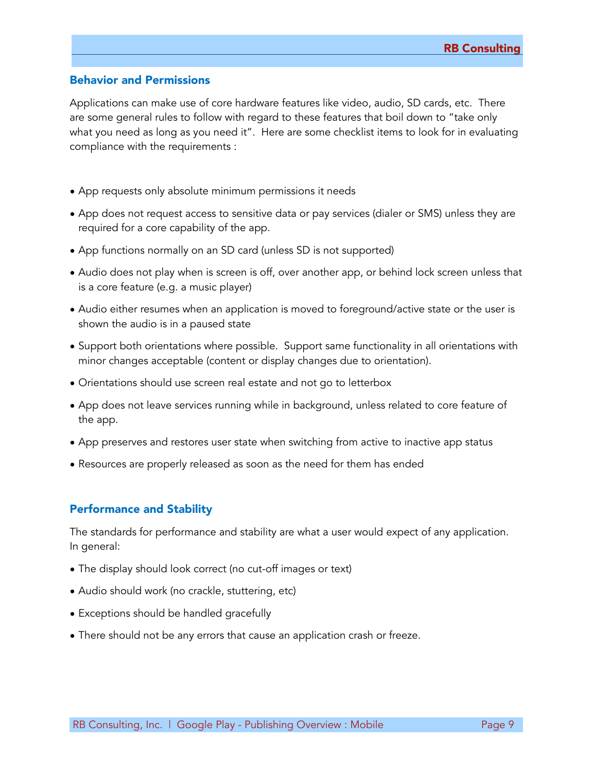## Behavior and Permissions

Applications can make use of core hardware features like video, audio, SD cards, etc. There are some general rules to follow with regard to these features that boil down to "take only what you need as long as you need it". Here are some checklist items to look for in evaluating compliance with the requirements :

- App requests only absolute minimum permissions it needs
- App does not request access to sensitive data or pay services (dialer or SMS) unless they are required for a core capability of the app.
- App functions normally on an SD card (unless SD is not supported)
- Audio does not play when is screen is off, over another app, or behind lock screen unless that is a core feature (e.g. a music player)
- Audio either resumes when an application is moved to foreground/active state or the user is shown the audio is in a paused state
- Support both orientations where possible. Support same functionality in all orientations with minor changes acceptable (content or display changes due to orientation).
- Orientations should use screen real estate and not go to letterbox
- App does not leave services running while in background, unless related to core feature of the app.
- App preserves and restores user state when switching from active to inactive app status
- Resources are properly released as soon as the need for them has ended

## Performance and Stability

The standards for performance and stability are what a user would expect of any application. In general:

- The display should look correct (no cut-off images or text)
- Audio should work (no crackle, stuttering, etc)
- Exceptions should be handled gracefully
- There should not be any errors that cause an application crash or freeze.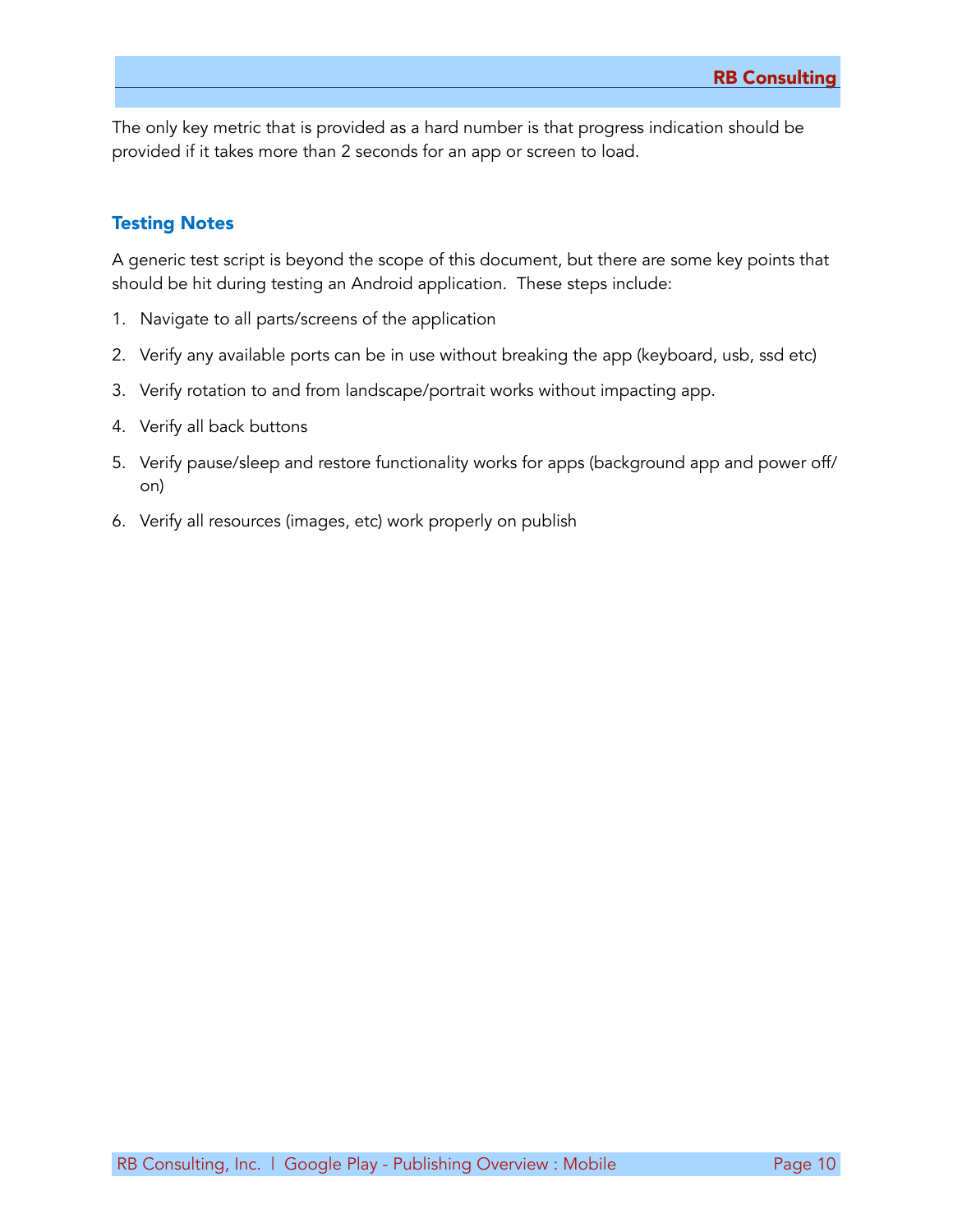The only key metric that is provided as a hard number is that progress indication should be provided if it takes more than 2 seconds for an app or screen to load.

## Testing Notes

A generic test script is beyond the scope of this document, but there are some key points that should be hit during testing an Android application. These steps include:

1. Navigate to all parts/screens of the application
2. Verify any available ports can be in use without breaking the app (keyboard, usb, ssd etc)
3. Verify rotation to and from landscape/portrait works without impacting app.
4. Verify all back buttons
5. Verify pause/sleep and restore functionality works for apps (background app and power off/on)
6. Verify all resources (images, etc) work properly on publish